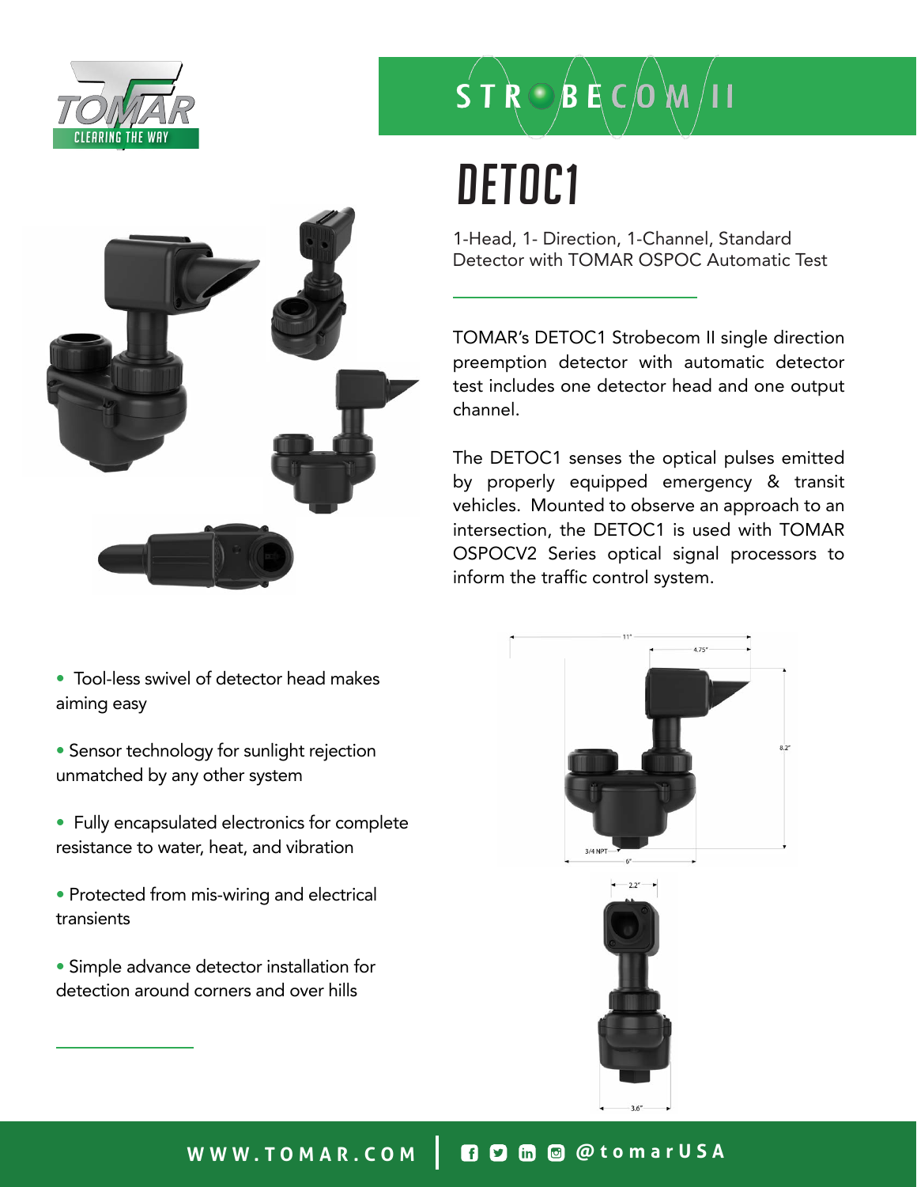TOMAR
CLEARING THE WAY

STROBECOM II

# DETOC1

1-Head, 1- Direction, 1-Channel, Standard Detector with TOMAR OSPOC Automatic Test

TOMAR's DETOC1 Strobecom II single direction preemption detector with automatic detector test includes one detector head and one output channel.

The DETOC1 senses the optical pulses emitted by properly equipped emergency & transit vehicles. Mounted to observe an approach to an intersection, the DETOC1 is used with TOMAR OSPOCV2 Series optical signal processors to inform the traffic control system.

- Tool-less swivel of detector head makes aiming easy
- Sensor technology for sunlight rejection unmatched by any other system
- Fully encapsulated electronics for complete resistance to water, heat, and vibration
- Protected from mis-wiring and electrical transients
- Simple advance detector installation for detection around corners and over hills

11"
4.75"
8.2"
3/4 NPT
6"
2.2"
3.6"

WWW.TOMAR.COM | @tomarUSA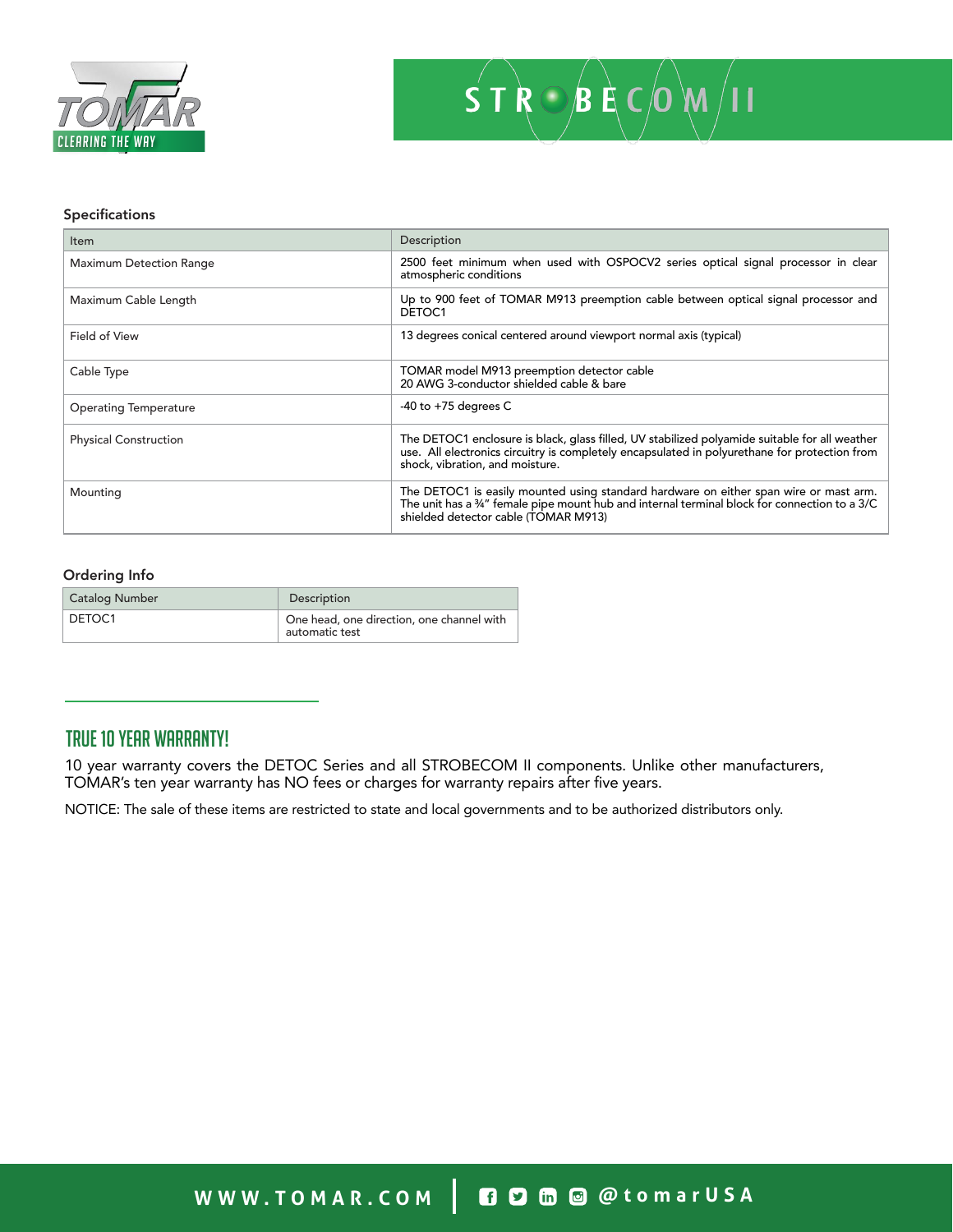## Specifications

| Item | Description |
|---|---|
| Maximum Detection Range | 2500 feet minimum when used with OSPOCV2 series optical signal processor in clear atmospheric conditions |
| Maximum Cable Length | Up to 900 feet of TOMAR M913 preemption cable between optical signal processor and DETOC1 |
| Field of View | 13 degrees conical centered around viewport normal axis (typical) |
| Cable Type | TOMAR model M913 preemption detector cable<br>20 AWG 3-conductor shielded cable & bare |
| Operating Temperature | -40 to +75 degrees C |
| Physical Construction | The DETOC1 enclosure is black, glass filled, UV stabilized polyamide suitable for all weather use. All electronics circuitry is completely encapsulated in polyurethane for protection from shock, vibration, and moisture. |
| Mounting | The DETOC1 is easily mounted using standard hardware on either span wire or mast arm. The unit has a ¾" female pipe mount hub and internal terminal block for connection to a 3/C shielded detector cable (TOMAR M913) |

## Ordering Info

| Catalog Number | Description |
|---|---|
| DETOC1 | One head, one direction, one channel with automatic test |

## TRUE 10 YEAR WARRANTY!

10 year warranty covers the DETOC Series and all STROBECOM II components. Unlike other manufacturers, TOMAR's ten year warranty has NO fees or charges for warranty repairs after five years.

NOTICE: The sale of these items are restricted to state and local governments and to be authorized distributors only.